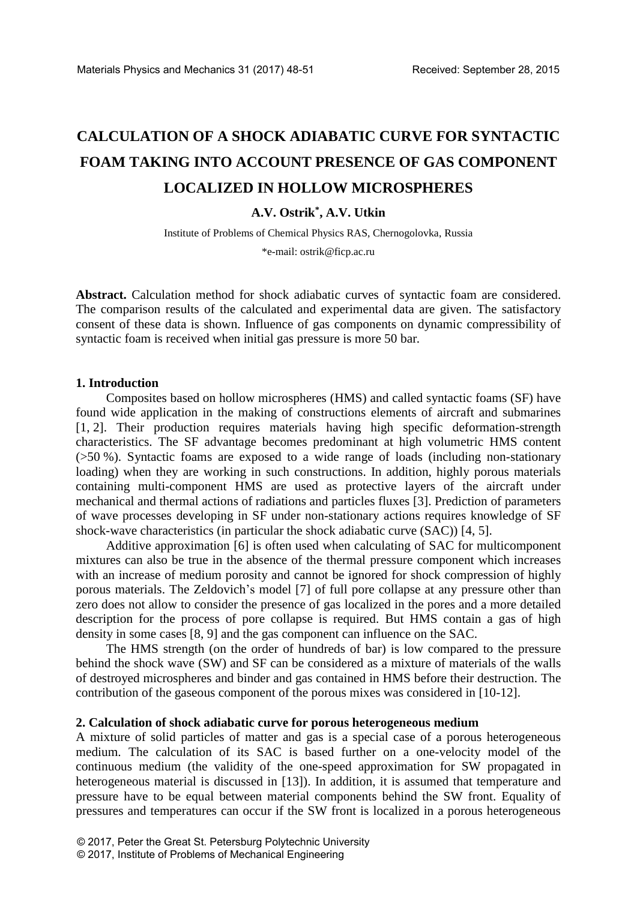# CALCULATION OF A SHOCK ADIABATIC CURVE FOR SYNTACTIC FOAM TAKING INTO ACCOUNT PRESENCE OF GAS COMPONENT LOCALIZED IN HOLLOW MICROSPHERES

**A.V. Ostrik*, A.V. Utkin**

Institute of Problems of Chemical Physics RAS, Chernogolovka, Russia

*e-mail: ostrik@ficp.ac.ru

**Abstract.** Calculation method for shock adiabatic curves of syntactic foam are considered. The comparison results of the calculated and experimental data are given. The satisfactory consent of these data is shown. Influence of gas components on dynamic compressibility of syntactic foam is received when initial gas pressure is more 50 bar.

## 1. Introduction

Composites based on hollow microspheres (HMS) and called syntactic foams (SF) have found wide application in the making of constructions elements of aircraft and submarines [1, 2]. Their production requires materials having high specific deformation-strength characteristics. The SF advantage becomes predominant at high volumetric HMS content (>50 %). Syntactic foams are exposed to a wide range of loads (including non-stationary loading) when they are working in such constructions. In addition, highly porous materials containing multi-component HMS are used as protective layers of the aircraft under mechanical and thermal actions of radiations and particles fluxes [3]. Prediction of parameters of wave processes developing in SF under non-stationary actions requires knowledge of SF shock-wave characteristics (in particular the shock adiabatic curve (SAC)) [4, 5].

Additive approximation [6] is often used when calculating of SAC for multicomponent mixtures can also be true in the absence of the thermal pressure component which increases with an increase of medium porosity and cannot be ignored for shock compression of highly porous materials. The Zeldovich's model [7] of full pore collapse at any pressure other than zero does not allow to consider the presence of gas localized in the pores and a more detailed description for the process of pore collapse is required. But HMS contain a gas of high density in some cases [8, 9] and the gas component can influence on the SAC.

The HMS strength (on the order of hundreds of bar) is low compared to the pressure behind the shock wave (SW) and SF can be considered as a mixture of materials of the walls of destroyed microspheres and binder and gas contained in HMS before their destruction. The contribution of the gaseous component of the porous mixes was considered in [10-12].

## 2. Calculation of shock adiabatic curve for porous heterogeneous medium

A mixture of solid particles of matter and gas is a special case of a porous heterogeneous medium. The calculation of its SAC is based further on a one-velocity model of the continuous medium (the validity of the one-speed approximation for SW propagated in heterogeneous material is discussed in [13]). In addition, it is assumed that temperature and pressure have to be equal between material components behind the SW front. Equality of pressures and temperatures can occur if the SW front is localized in a porous heterogeneous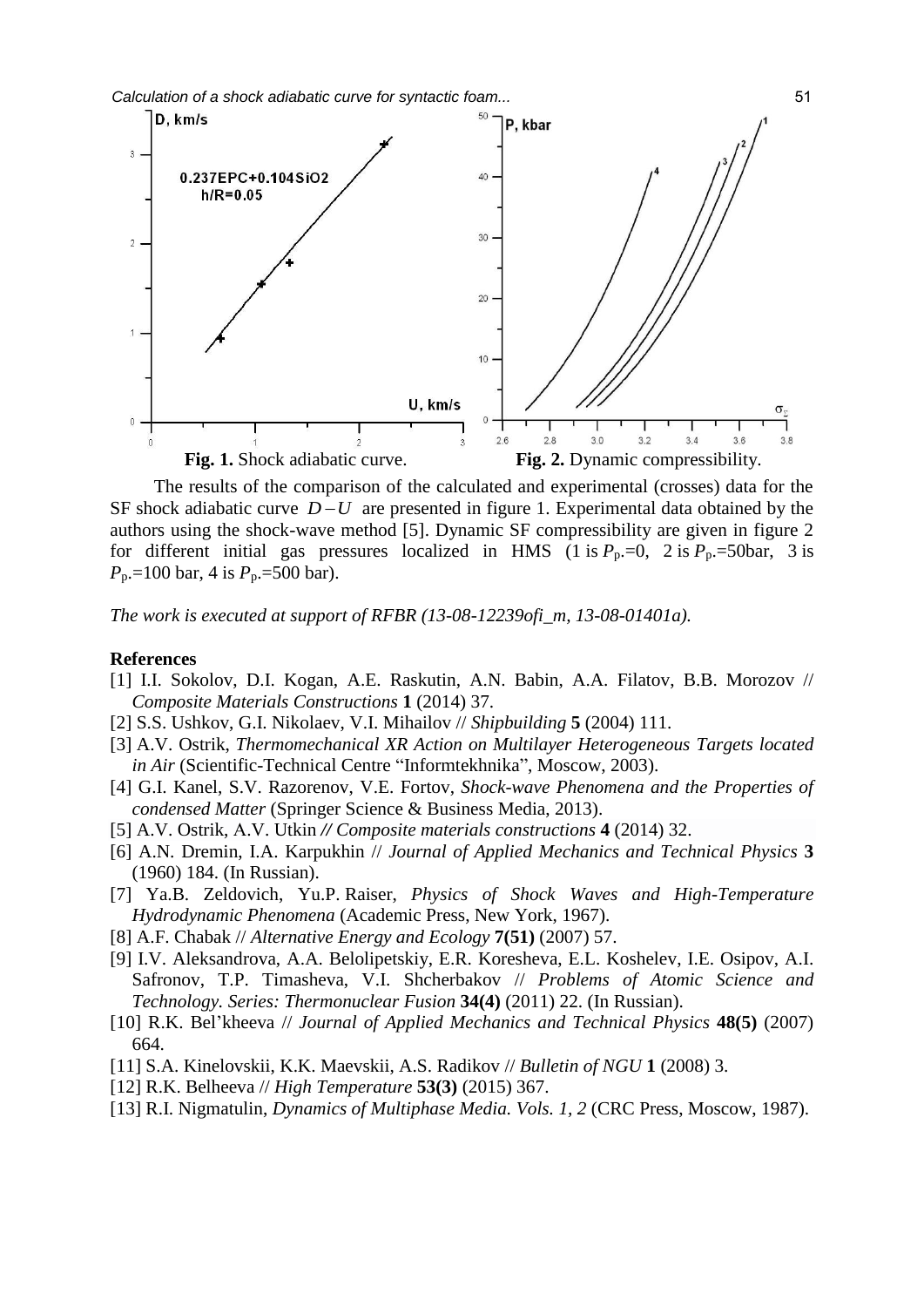D, km/s

0.237EPC+0.104SiO2
h/R=0.05

U, km/s

0 1 2 3

P, kbar

$\sigma_\Sigma$

2.6 2.8 3.0 3.2 3.4 3.6 3.8

**Fig. 1.** Shock adiabatic curve. **Fig. 2.** Dynamic compressibility.

The results of the comparison of the calculated and experimental (crosses) data for the SF shock adiabatic curve $D-U$ are presented in figure 1. Experimental data obtained by the authors using the shock-wave method [5]. Dynamic SF compressibility are given in figure 2 for different initial gas pressures localized in HMS (1 is $P_{p}$=0, 2 is $P_{p}$=50bar, 3 is $P_{p}$=100 bar, 4 is $P_{p}$=500 bar).

*The work is executed at support of RFBR (13-08-12239ofi_m, 13-08-01401a).*

## References

[1] I.I. Sokolov, D.I. Kogan, A.E. Raskutin, A.N. Babin, A.A. Filatov, B.B. Morozov // *Composite Materials Constructions* **1** (2014) 37.

[2] S.S. Ushkov, G.I. Nikolaev, V.I. Mihailov // *Shipbuilding* **5** (2004) 111.

[3] A.V. Ostrik, *Thermomechanical XR Action on Multilayer Heterogeneous Targets located in Air* (Scientific-Technical Centre "Informtekhnika", Moscow, 2003).

[4] G.I. Kanel, S.V. Razorenov, V.E. Fortov, *Shock-wave Phenomena and the Properties of condensed Matter* (Springer Science & Business Media, 2013).

[5] A.V. Ostrik, A.V. Utkin *// Composite materials constructions* **4** (2014) 32.

[6] A.N. Dremin, I.A. Karpukhin // *Journal of Applied Mechanics and Technical Physics* **3** (1960) 184. (In Russian).

[7] Ya.B. Zeldovich, Yu.P. Raiser, *Physics of Shock Waves and High-Temperature Hydrodynamic Phenomena* (Academic Press, New York, 1967).

[8] A.F. Chabak // *Alternative Energy and Ecology* **7(51)** (2007) 57.

[9] I.V. Aleksandrova, A.A. Belolipetskiy, E.R. Koresheva, E.L. Koshelev, I.E. Osipov, A.I. Safronov, T.P. Timasheva, V.I. Shcherbakov // *Problems of Atomic Science and Technology. Series: Thermonuclear Fusion* **34(4)** (2011) 22. (In Russian).

[10] R.K. Bel'kheeva // *Journal of Applied Mechanics and Technical Physics* **48(5)** (2007) 664.

[11] S.A. Kinelovskii, K.K. Maevskii, A.S. Radikov // *Bulletin of NGU* **1** (2008) 3.

[12] R.K. Belheeva // *High Temperature* **53(3)** (2015) 367.

[13] R.I. Nigmatulin, *Dynamics of Multiphase Media. Vols. 1, 2* (CRC Press, Moscow, 1987).